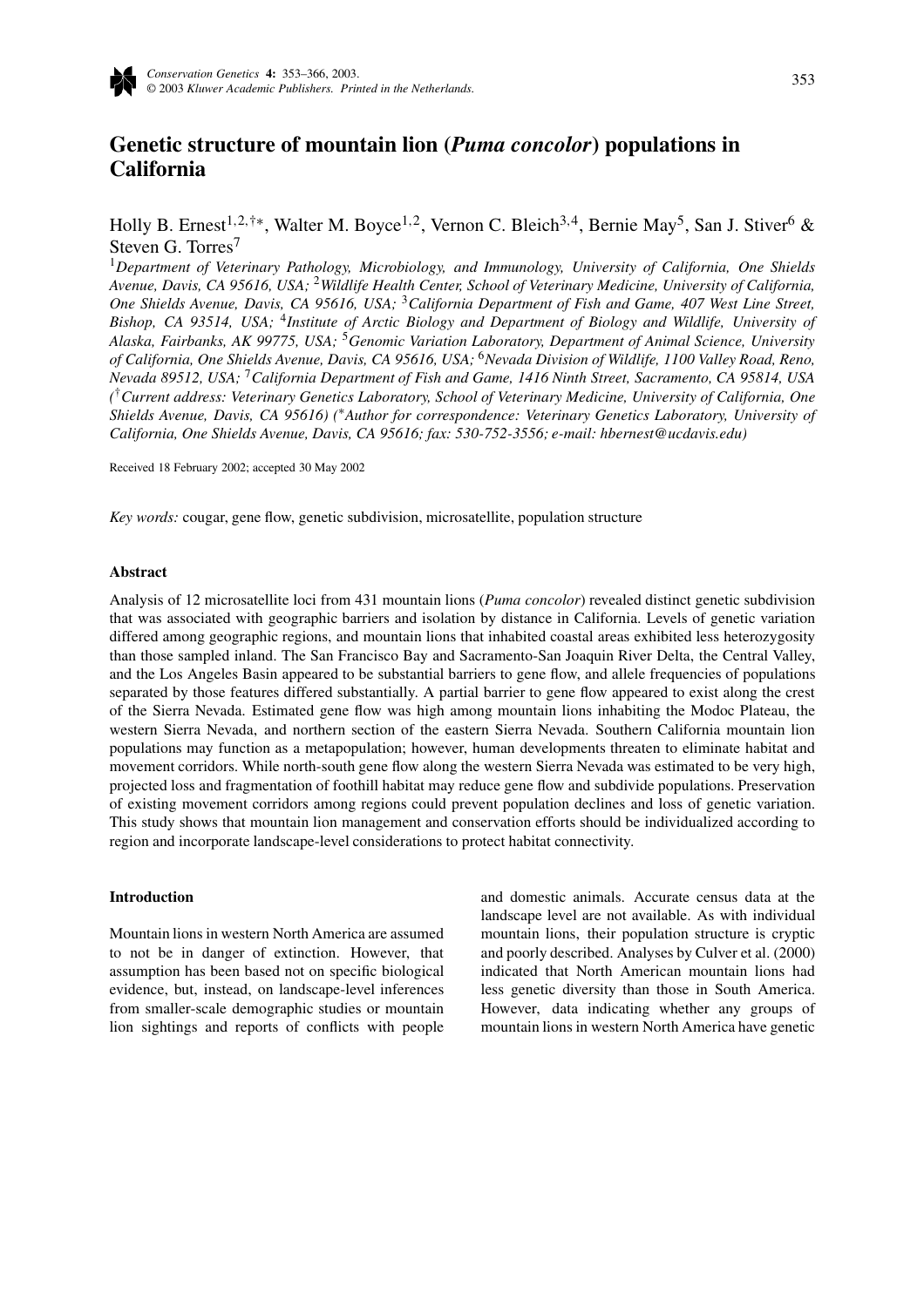# Genetic structure of mountain lion (*Puma concolor*) populations in California

Holly B. Ernest[1,2,†,*], Walter M. Boyce[1,2], Vernon C. Bleich[3,4], Bernie May[5], San J. Stiver[6] & Steven G. Torres[7]

[1]*Department of Veterinary Pathology, Microbiology, and Immunology, University of California, One Shields Avenue, Davis, CA 95616, USA;* [2]*Wildlife Health Center, School of Veterinary Medicine, University of California, One Shields Avenue, Davis, CA 95616, USA;* [3]*California Department of Fish and Game, 407 West Line Street, Bishop, CA 93514, USA;* [4]*Institute of Arctic Biology and Department of Biology and Wildlife, University of Alaska, Fairbanks, AK 99775, USA;* [5]*Genomic Variation Laboratory, Department of Animal Science, University of California, One Shields Avenue, Davis, CA 95616, USA;* [6]*Nevada Division of Wildlife, 1100 Valley Road, Reno, Nevada 89512, USA;* [7]*California Department of Fish and Game, 1416 Ninth Street, Sacramento, CA 95814, USA* *([†]Current address: Veterinary Genetics Laboratory, School of Veterinary Medicine, University of California, One Shields Avenue, Davis, CA 95616) ([*]Author for correspondence: Veterinary Genetics Laboratory, University of California, One Shields Avenue, Davis, CA 95616; fax: 530-752-3556; e-mail: hbernest@ucdavis.edu)*

Received 18 February 2002; accepted 30 May 2002

*Key words:* cougar, gene flow, genetic subdivision, microsatellite, population structure

## Abstract

Analysis of 12 microsatellite loci from 431 mountain lions (*Puma concolor*) revealed distinct genetic subdivision that was associated with geographic barriers and isolation by distance in California. Levels of genetic variation differed among geographic regions, and mountain lions that inhabited coastal areas exhibited less heterozygosity than those sampled inland. The San Francisco Bay and Sacramento-San Joaquin River Delta, the Central Valley, and the Los Angeles Basin appeared to be substantial barriers to gene flow, and allele frequencies of populations separated by those features differed substantially. A partial barrier to gene flow appeared to exist along the crest of the Sierra Nevada. Estimated gene flow was high among mountain lions inhabiting the Modoc Plateau, the western Sierra Nevada, and northern section of the eastern Sierra Nevada. Southern California mountain lion populations may function as a metapopulation; however, human developments threaten to eliminate habitat and movement corridors. While north-south gene flow along the western Sierra Nevada was estimated to be very high, projected loss and fragmentation of foothill habitat may reduce gene flow and subdivide populations. Preservation of existing movement corridors among regions could prevent population declines and loss of genetic variation. This study shows that mountain lion management and conservation efforts should be individualized according to region and incorporate landscape-level considerations to protect habitat connectivity.

## Introduction

Mountain lions in western North America are assumed to not be in danger of extinction. However, that assumption has been based not on specific biological evidence, but, instead, on landscape-level inferences from smaller-scale demographic studies or mountain lion sightings and reports of conflicts with people and domestic animals. Accurate census data at the landscape level are not available. As with individual mountain lions, their population structure is cryptic and poorly described. Analyses by Culver et al. (2000) indicated that North American mountain lions had less genetic diversity than those in South America. However, data indicating whether any groups of mountain lions in western North America have genetic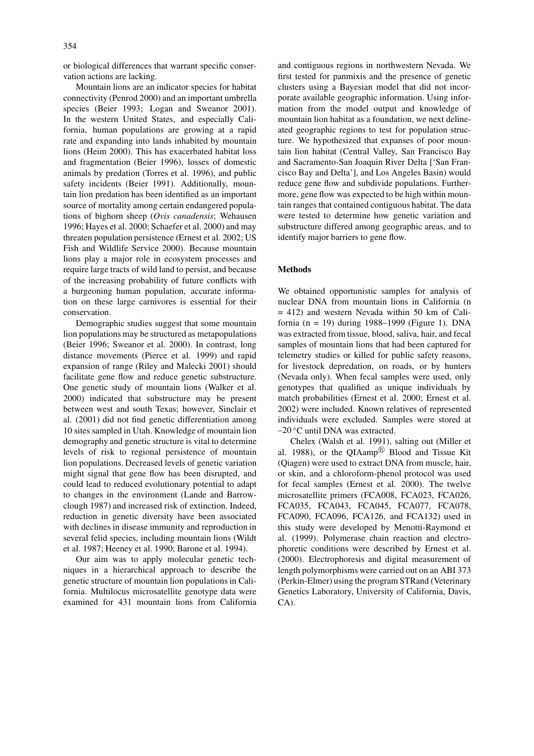or biological differences that warrant specific conservation actions are lacking.

Mountain lions are an indicator species for habitat connectivity (Penrod 2000) and an important umbrella species (Beier 1993; Logan and Sweanor 2001). In the western United States, and especially California, human populations are growing at a rapid rate and expanding into lands inhabited by mountain lions (Heim 2000). This has exacerbated habitat loss and fragmentation (Beier 1996), losses of domestic animals by predation (Torres et al. 1996), and public safety incidents (Beier 1991). Additionally, mountain lion predation has been identified as an important source of mortality among certain endangered populations of bighorn sheep (*Ovis canadensis*; Wehausen 1996; Hayes et al. 2000; Schaefer et al. 2000) and may threaten population persistence (Ernest et al. 2002; US Fish and Wildlife Service 2000). Because mountain lions play a major role in ecosystem processes and require large tracts of wild land to persist, and because of the increasing probability of future conflicts with a burgeoning human population, accurate information on these large carnivores is essential for their conservation.

Demographic studies suggest that some mountain lion populations may be structured as metapopulations (Beier 1996; Sweanor et al. 2000). In contrast, long distance movements (Pierce et al. 1999) and rapid expansion of range (Riley and Malecki 2001) should facilitate gene flow and reduce genetic substructure. One genetic study of mountain lions (Walker et al. 2000) indicated that substructure may be present between west and south Texas; however, Sinclair et al. (2001) did not find genetic differentiation among 10 sites sampled in Utah. Knowledge of mountain lion demography and genetic structure is vital to determine levels of risk to regional persistence of mountain lion populations. Decreased levels of genetic variation might signal that gene flow has been disrupted, and could lead to reduced evolutionary potential to adapt to changes in the environment (Lande and Barrowclough 1987) and increased risk of extinction. Indeed, reduction in genetic diversity have been associated with declines in disease immunity and reproduction in several felid species, including mountain lions (Wildt et al. 1987; Heeney et al. 1990; Barone et al. 1994).

Our aim was to apply molecular genetic techniques in a hierarchical approach to describe the genetic structure of mountain lion populations in California. Multilocus microsatellite genotype data were examined for 431 mountain lions from California and contiguous regions in northwestern Nevada. We first tested for panmixis and the presence of genetic clusters using a Bayesian model that did not incorporate available geographic information. Using information from the model output and knowledge of mountain lion habitat as a foundation, we next delineated geographic regions to test for population structure. We hypothesized that expanses of poor mountain lion habitat (Central Valley, San Francisco Bay and Sacramento-San Joaquin River Delta ['San Francisco Bay and Delta'], and Los Angeles Basin) would reduce gene flow and subdivide populations. Furthermore, gene flow was expected to be high within mountain ranges that contained contiguous habitat. The data were tested to determine how genetic variation and substructure differed among geographic areas, and to identify major barriers to gene flow.

## Methods

We obtained opportunistic samples for analysis of nuclear DNA from mountain lions in California (n = 412) and western Nevada within 50 km of California (n = 19) during 1988–1999 (Figure 1). DNA was extracted from tissue, blood, saliva, hair, and fecal samples of mountain lions that had been captured for telemetry studies or killed for public safety reasons, for livestock depredation, on roads, or by hunters (Nevada only). When fecal samples were used, only genotypes that qualified as unique individuals by match probabilities (Ernest et al. 2000; Ernest et al. 2002) were included. Known relatives of represented individuals were excluded. Samples were stored at –20 °C until DNA was extracted.

Chelex (Walsh et al. 1991), salting out (Miller et al. 1988), or the QIAamp® Blood and Tissue Kit (Qiagen) were used to extract DNA from muscle, hair, or skin, and a chloroform-phenol protocol was used for fecal samples (Ernest et al. 2000). The twelve microsatellite primers (FCA008, FCA023, FCA026, FCA035, FCA043, FCA045, FCA077, FCA078, FCA090, FCA096, FCA126, and FCA132) used in this study were developed by Menotti-Raymond et al. (1999). Polymerase chain reaction and electrophoretic conditions were described by Ernest et al. (2000). Electrophoresis and digital measurement of length polymorphisms were carried out on an ABI 373 (Perkin-Elmer) using the program STRand (Veterinary Genetics Laboratory, University of California, Davis, CA).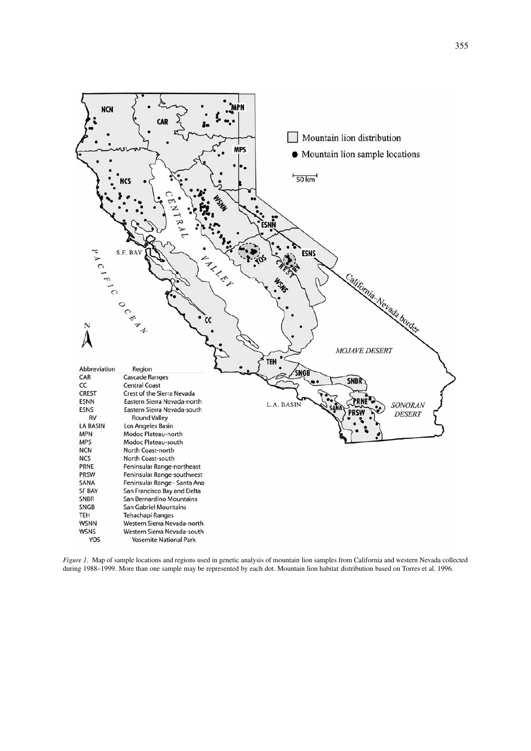| Abbreviation | Region |
|---|---|
| CAR | Cascade Ranges |
| CC | Central Coast |
| CREST | Crest of the Sierra Nevada |
| ESNN | Eastern Sierra Nevada-north |
| ESNS | Eastern Sierra Nevada-south |
| RV | Round Valley |
| LA BASIN | Los Angeles Basin |
| MPN | Modoc Plateau-north |
| MPS | Modoc Plateau-south |
| NCN | North Coast-north |
| NCS | North Coast-south |
| PRNE | Peninsular Range-northeast |
| PRSW | Peninsular Range-southwest |
| SANA | Peninsular Range - Santa Ana |
| SF BAY | San Francisco Bay and Delta |
| SNBR | San Bernardino Mountains |
| SNGB | San Gabriel Mountains |
| TEH | Tehachapi Ranges |
| WSNN | Western Sierra Nevada-north |
| WSNS | Western Sierra Nevada-south |
| YOS | Yosemite National Park |

*Figure 1.* Map of sample locations and regions used in genetic analysis of mountain lion samples from California and western Nevada collected during 1988–1999. More than one sample may be represented by each dot. Mountain lion habitat distribution based on Torres et al. 1996.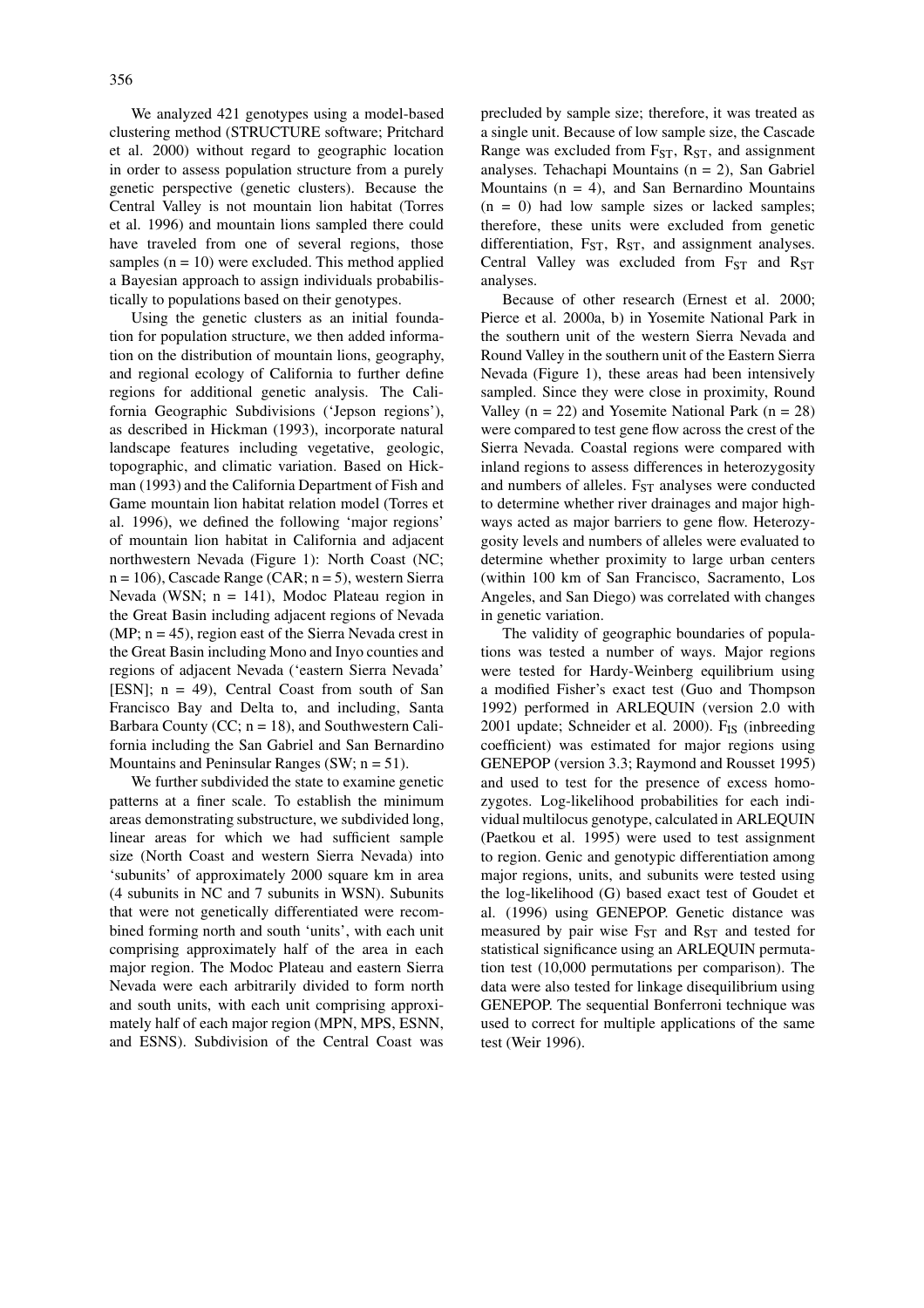We analyzed 421 genotypes using a model-based clustering method (STRUCTURE software; Pritchard et al. 2000) without regard to geographic location in order to assess population structure from a purely genetic perspective (genetic clusters). Because the Central Valley is not mountain lion habitat (Torres et al. 1996) and mountain lions sampled there could have traveled from one of several regions, those samples (n = 10) were excluded. This method applied a Bayesian approach to assign individuals probabilistically to populations based on their genotypes.

Using the genetic clusters as an initial foundation for population structure, we then added information on the distribution of mountain lions, geography, and regional ecology of California to further define regions for additional genetic analysis. The California Geographic Subdivisions ('Jepson regions'), as described in Hickman (1993), incorporate natural landscape features including vegetative, geologic, topographic, and climatic variation. Based on Hickman (1993) and the California Department of Fish and Game mountain lion habitat relation model (Torres et al. 1996), we defined the following 'major regions' of mountain lion habitat in California and adjacent northwestern Nevada (Figure 1): North Coast (NC; n = 106), Cascade Range (CAR; n = 5), western Sierra Nevada (WSN; n = 141), Modoc Plateau region in the Great Basin including adjacent regions of Nevada (MP; n = 45), region east of the Sierra Nevada crest in the Great Basin including Mono and Inyo counties and regions of adjacent Nevada ('eastern Sierra Nevada' [ESN]; n = 49), Central Coast from south of San Francisco Bay and Delta to, and including, Santa Barbara County (CC; n = 18), and Southwestern California including the San Gabriel and San Bernardino Mountains and Peninsular Ranges (SW; n = 51).

We further subdivided the state to examine genetic patterns at a finer scale. To establish the minimum areas demonstrating substructure, we subdivided long, linear areas for which we had sufficient sample size (North Coast and western Sierra Nevada) into 'subunits' of approximately 2000 square km in area (4 subunits in NC and 7 subunits in WSN). Subunits that were not genetically differentiated were recombined forming north and south 'units', with each unit comprising approximately half of the area in each major region. The Modoc Plateau and eastern Sierra Nevada were each arbitrarily divided to form north and south units, with each unit comprising approximately half of each major region (MPN, MPS, ESNN, and ESNS). Subdivision of the Central Coast was precluded by sample size; therefore, it was treated as a single unit. Because of low sample size, the Cascade Range was excluded from $F_{ST}$, $R_{ST}$, and assignment analyses. Tehachapi Mountains (n = 2), San Gabriel Mountains (n = 4), and San Bernardino Mountains (n = 0) had low sample sizes or lacked samples; therefore, these units were excluded from genetic differentiation, $F_{ST}$, $R_{ST}$, and assignment analyses. Central Valley was excluded from $F_{ST}$ and $R_{ST}$ analyses.

Because of other research (Ernest et al. 2000; Pierce et al. 2000a, b) in Yosemite National Park in the southern unit of the western Sierra Nevada and Round Valley in the southern unit of the Eastern Sierra Nevada (Figure 1), these areas had been intensively sampled. Since they were close in proximity, Round Valley (n = 22) and Yosemite National Park (n = 28) were compared to test gene flow across the crest of the Sierra Nevada. Coastal regions were compared with inland regions to assess differences in heterozygosity and numbers of alleles. $F_{ST}$ analyses were conducted to determine whether river drainages and major highways acted as major barriers to gene flow. Heterozygosity levels and numbers of alleles were evaluated to determine whether proximity to large urban centers (within 100 km of San Francisco, Sacramento, Los Angeles, and San Diego) was correlated with changes in genetic variation.

The validity of geographic boundaries of populations was tested a number of ways. Major regions were tested for Hardy-Weinberg equilibrium using a modified Fisher's exact test (Guo and Thompson 1992) performed in ARLEQUIN (version 2.0 with 2001 update; Schneider et al. 2000). $F_{IS}$ (inbreeding coefficient) was estimated for major regions using GENEPOP (version 3.3; Raymond and Rousset 1995) and used to test for the presence of excess homozygotes. Log-likelihood probabilities for each individual multilocus genotype, calculated in ARLEQUIN (Paetkou et al. 1995) were used to test assignment to region. Genic and genotypic differentiation among major regions, units, and subunits were tested using the log-likelihood (G) based exact test of Goudet et al. (1996) using GENEPOP. Genetic distance was measured by pair wise $F_{ST}$ and $R_{ST}$ and tested for statistical significance using an ARLEQUIN permutation test (10,000 permutations per comparison). The data were also tested for linkage disequilibrium using GENEPOP. The sequential Bonferroni technique was used to correct for multiple applications of the same test (Weir 1996).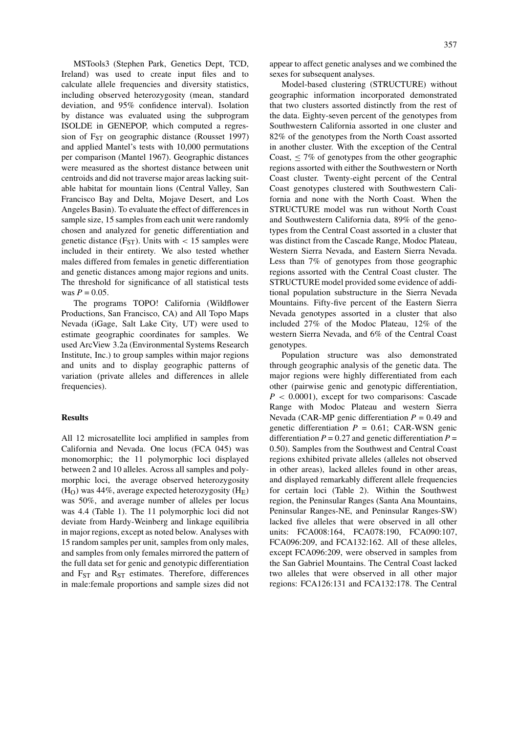MSTools3 (Stephen Park, Genetics Dept, TCD, Ireland) was used to create input files and to calculate allele frequencies and diversity statistics, including observed heterozygosity (mean, standard deviation, and 95% confidence interval). Isolation by distance was evaluated using the subprogram ISOLDE in GENEPOP, which computed a regression of $F_{ST}$ on geographic distance (Rousset 1997) and applied Mantel's tests with 10,000 permutations per comparison (Mantel 1967). Geographic distances were measured as the shortest distance between unit centroids and did not traverse major areas lacking suitable habitat for mountain lions (Central Valley, San Francisco Bay and Delta, Mojave Desert, and Los Angeles Basin). To evaluate the effect of differences in sample size, 15 samples from each unit were randomly chosen and analyzed for genetic differentiation and genetic distance ($F_{ST}$). Units with < 15 samples were included in their entirety. We also tested whether males differed from females in genetic differentiation and genetic distances among major regions and units. The threshold for significance of all statistical tests was $P = 0.05$.

The programs TOPO! California (Wildflower Productions, San Francisco, CA) and All Topo Maps Nevada (iGage, Salt Lake City, UT) were used to estimate geographic coordinates for samples. We used ArcView 3.2a (Environmental Systems Research Institute, Inc.) to group samples within major regions and units and to display geographic patterns of variation (private alleles and differences in allele frequencies).

## Results

All 12 microsatellite loci amplified in samples from California and Nevada. One locus (FCA 045) was monomorphic; the 11 polymorphic loci displayed between 2 and 10 alleles. Across all samples and polymorphic loci, the average observed heterozygosity ($H_O$) was 44%, average expected heterozygosity ($H_E$) was 50%, and average number of alleles per locus was 4.4 (Table 1). The 11 polymorphic loci did not deviate from Hardy-Weinberg and linkage equilibria in major regions, except as noted below. Analyses with 15 random samples per unit, samples from only males, and samples from only females mirrored the pattern of the full data set for genic and genotypic differentiation and $F_{ST}$ and $R_{ST}$ estimates. Therefore, differences in male:female proportions and sample sizes did not appear to affect genetic analyses and we combined the sexes for subsequent analyses.

Model-based clustering (STRUCTURE) without geographic information incorporated demonstrated that two clusters assorted distinctly from the rest of the data. Eighty-seven percent of the genotypes from Southwestern California assorted in one cluster and 82% of the genotypes from the North Coast assorted in another cluster. With the exception of the Central Coast, ≤ 7% of genotypes from the other geographic regions assorted with either the Southwestern or North Coast cluster. Twenty-eight percent of the Central Coast genotypes clustered with Southwestern California and none with the North Coast. When the STRUCTURE model was run without North Coast and Southwestern California data, 89% of the genotypes from the Central Coast assorted in a cluster that was distinct from the Cascade Range, Modoc Plateau, Western Sierra Nevada, and Eastern Sierra Nevada. Less than 7% of genotypes from those geographic regions assorted with the Central Coast cluster. The STRUCTURE model provided some evidence of additional population substructure in the Sierra Nevada Mountains. Fifty-five percent of the Eastern Sierra Nevada genotypes assorted in a cluster that also included 27% of the Modoc Plateau, 12% of the western Sierra Nevada, and 6% of the Central Coast genotypes.

Population structure was also demonstrated through geographic analysis of the genetic data. The major regions were highly differentiated from each other (pairwise genic and genotypic differentiation, $P < 0.0001$), except for two comparisons: Cascade Range with Modoc Plateau and western Sierra Nevada (CAR-MP genic differentiation $P = 0.49$ and genetic differentiation $P = 0.61$; CAR-WSN genic differentiation $P = 0.27$ and genetic differentiation $P = 0.50$). Samples from the Southwest and Central Coast regions exhibited private alleles (alleles not observed in other areas), lacked alleles found in other areas, and displayed remarkably different allele frequencies for certain loci (Table 2). Within the Southwest region, the Peninsular Ranges (Santa Ana Mountains, Peninsular Ranges-NE, and Peninsular Ranges-SW) lacked five alleles that were observed in all other units: FCA008:164, FCA078:190, FCA090:107, FCA096:209, and FCA132:162. All of these alleles, except FCA096:209, were observed in samples from the San Gabriel Mountains. The Central Coast lacked two alleles that were observed in all other major regions: FCA126:131 and FCA132:178. The Central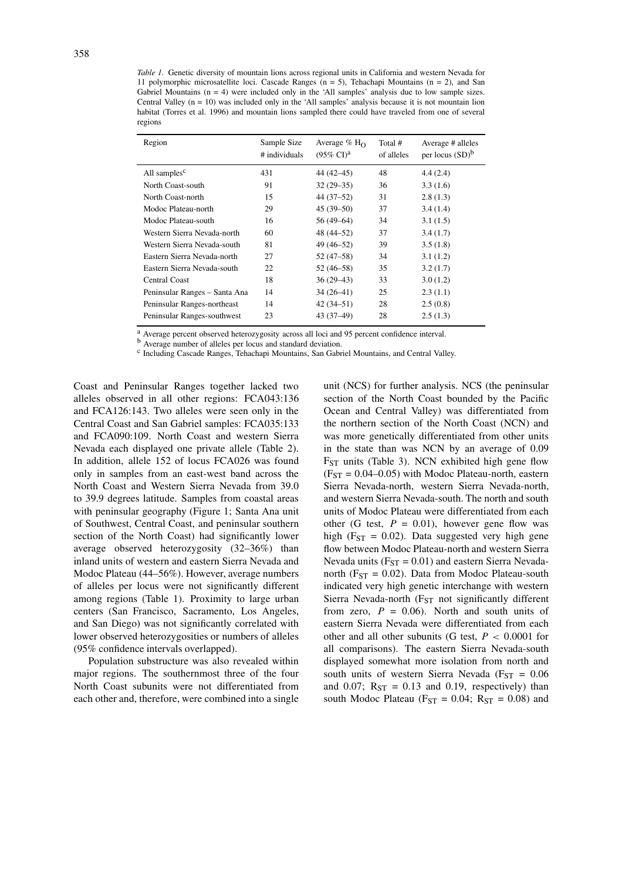*Table 1.* Genetic diversity of mountain lions across regional units in California and western Nevada for 11 polymorphic microsatellite loci. Cascade Ranges (n = 5), Tehachapi Mountains (n = 2), and San Gabriel Mountains (n = 4) were included only in the 'All samples' analysis due to low sample sizes. Central Valley (n = 10) was included only in the 'All samples' analysis because it is not mountain lion habitat (Torres et al. 1996) and mountain lions sampled there could have traveled from one of several regions

| Region | Sample Size # individuals | Average % $H_O$ (95% CI)[a] | Total # of alleles | Average # alleles per locus (SD)[b] |
|---|---|---|---|---|
| All samples[c] | 431 | 44 (42–45) | 48 | 4.4 (2.4) |
| North Coast-south | 91 | 32 (29–35) | 36 | 3.3 (1.6) |
| North Coast-north | 15 | 44 (37–52) | 31 | 2.8 (1.3) |
| Modoc Plateau-north | 29 | 45 (39–50) | 37 | 3.4 (1.4) |
| Modoc Plateau-south | 16 | 56 (49–64) | 34 | 3.1 (1.5) |
| Western Sierra Nevada-north | 60 | 48 (44–52) | 37 | 3.4 (1.7) |
| Western Sierra Nevada-south | 81 | 49 (46–52) | 39 | 3.5 (1.8) |
| Eastern Sierra Nevada-north | 27 | 52 (47–58) | 34 | 3.1 (1.2) |
| Eastern Sierra Nevada-south | 22 | 52 (46–58) | 35 | 3.2 (1.7) |
| Central Coast | 18 | 36 (29–43) | 33 | 3.0 (1.2) |
| Peninsular Ranges – Santa Ana | 14 | 34 (26–41) | 25 | 2.3 (1.1) |
| Peninsular Ranges-northeast | 14 | 42 (34–51) | 28 | 2.5 (0.8) |
| Peninsular Ranges-southwest | 23 | 43 (37–49) | 28 | 2.5 (1.3) |

[a] Average percent observed heterozygosity across all loci and 95 percent confidence interval.
[b] Average number of alleles per locus and standard deviation.
[c] Including Cascade Ranges, Tehachapi Mountains, San Gabriel Mountains, and Central Valley.

Coast and Peninsular Ranges together lacked two alleles observed in all other regions: FCA043:136 and FCA126:143. Two alleles were seen only in the Central Coast and San Gabriel samples: FCA035:133 and FCA090:109. North Coast and western Sierra Nevada each displayed one private allele (Table 2). In addition, allele 152 of locus FCA026 was found only in samples from an east-west band across the North Coast and Western Sierra Nevada from 39.0 to 39.9 degrees latitude. Samples from coastal areas with peninsular geography (Figure 1; Santa Ana unit of Southwest, Central Coast, and peninsular southern section of the North Coast) had significantly lower average observed heterozygosity (32–36%) than inland units of western and eastern Sierra Nevada and Modoc Plateau (44–56%). However, average numbers of alleles per locus were not significantly different among regions (Table 1). Proximity to large urban centers (San Francisco, Sacramento, Los Angeles, and San Diego) was not significantly correlated with lower observed heterozygosities or numbers of alleles (95% confidence intervals overlapped).

Population substructure was also revealed within major regions. The southernmost three of the four North Coast subunits were not differentiated from each other and, therefore, were combined into a single unit (NCS) for further analysis. NCS (the peninsular section of the North Coast bounded by the Pacific Ocean and Central Valley) was differentiated from the northern section of the North Coast (NCN) and was more genetically differentiated from other units in the state than was NCN by an average of 0.09 $F_{ST}$ units (Table 3). NCN exhibited high gene flow ($F_{ST} = 0.04$–$0.05$) with Modoc Plateau-north, eastern Sierra Nevada-north, western Sierra Nevada-north, and western Sierra Nevada-south. The north and south units of Modoc Plateau were differentiated from each other (G test, $P = 0.01$), however gene flow was high ($F_{ST} = 0.02$). Data suggested very high gene flow between Modoc Plateau-north and western Sierra Nevada units ($F_{ST} = 0.01$) and eastern Sierra Nevada-north ($F_{ST} = 0.02$). Data from Modoc Plateau-south indicated very high genetic interchange with western Sierra Nevada-north ($F_{ST}$ not significantly different from zero, $P = 0.06$). North and south units of eastern Sierra Nevada were differentiated from each other and all other subunits (G test, $P < 0.0001$ for all comparisons). The eastern Sierra Nevada-south displayed somewhat more isolation from north and south units of western Sierra Nevada ($F_{ST} = 0.06$ and $0.07$; $R_{ST} = 0.13$ and $0.19$, respectively) than south Modoc Plateau ($F_{ST} = 0.04$; $R_{ST} = 0.08$) and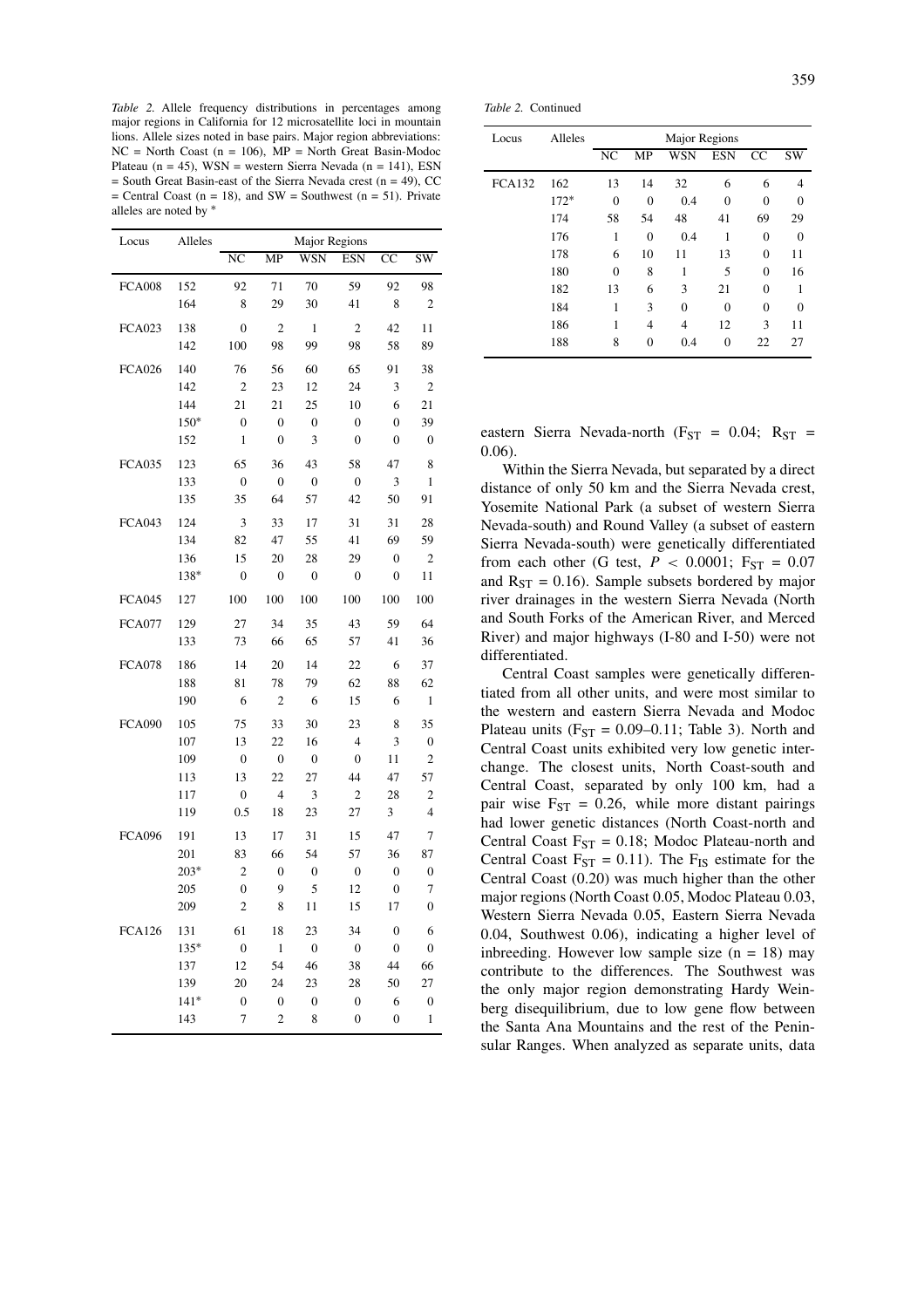*Table 2.* Allele frequency distributions in percentages among major regions in California for 12 microsatellite loci in mountain lions. Allele sizes noted in base pairs. Major region abbreviations: NC = North Coast (n = 106), MP = North Great Basin-Modoc Plateau (n = 45), WSN = western Sierra Nevada (n = 141), ESN = South Great Basin-east of the Sierra Nevada crest (n = 49), CC = Central Coast (n = 18), and SW = Southwest (n = 51). Private alleles are noted by *

| Locus | Alleles | Major Regions | | | | | |
|---|---|---|---|---|---|---|---|
| | | NC | MP | WSN | ESN | CC | SW |
| FCA008 | 152 | 92 | 71 | 70 | 59 | 92 | 98 |
| | 164 | 8 | 29 | 30 | 41 | 8 | 2 |
| FCA023 | 138 | 0 | 2 | 1 | 2 | 42 | 11 |
| | 142 | 100 | 98 | 99 | 98 | 58 | 89 |
| FCA026 | 140 | 76 | 56 | 60 | 65 | 91 | 38 |
| | 142 | 2 | 23 | 12 | 24 | 3 | 2 |
| | 144 | 21 | 21 | 25 | 10 | 6 | 21 |
| | 150* | 0 | 0 | 0 | 0 | 0 | 39 |
| | 152 | 1 | 0 | 3 | 0 | 0 | 0 |
| FCA035 | 123 | 65 | 36 | 43 | 58 | 47 | 8 |
| | 133 | 0 | 0 | 0 | 0 | 3 | 1 |
| | 135 | 35 | 64 | 57 | 42 | 50 | 91 |
| FCA043 | 124 | 3 | 33 | 17 | 31 | 31 | 28 |
| | 134 | 82 | 47 | 55 | 41 | 69 | 59 |
| | 136 | 15 | 20 | 28 | 29 | 0 | 2 |
| | 138* | 0 | 0 | 0 | 0 | 0 | 11 |
| FCA045 | 127 | 100 | 100 | 100 | 100 | 100 | 100 |
| FCA077 | 129 | 27 | 34 | 35 | 43 | 59 | 64 |
| | 133 | 73 | 66 | 65 | 57 | 41 | 36 |
| FCA078 | 186 | 14 | 20 | 14 | 22 | 6 | 37 |
| | 188 | 81 | 78 | 79 | 62 | 88 | 62 |
| | 190 | 6 | 2 | 6 | 15 | 6 | 1 |
| FCA090 | 105 | 75 | 33 | 30 | 23 | 8 | 35 |
| | 107 | 13 | 22 | 16 | 4 | 3 | 0 |
| | 109 | 0 | 0 | 0 | 0 | 11 | 2 |
| | 113 | 13 | 22 | 27 | 44 | 47 | 57 |
| | 117 | 0 | 4 | 3 | 2 | 28 | 2 |
| | 119 | 0.5 | 18 | 23 | 27 | 3 | 4 |
| FCA096 | 191 | 13 | 17 | 31 | 15 | 47 | 7 |
| | 201 | 83 | 66 | 54 | 57 | 36 | 87 |
| | 203* | 2 | 0 | 0 | 0 | 0 | 0 |
| | 205 | 0 | 9 | 5 | 12 | 0 | 7 |
| | 209 | 2 | 8 | 11 | 15 | 17 | 0 |
| FCA126 | 131 | 61 | 18 | 23 | 34 | 0 | 6 |
| | 135* | 0 | 1 | 0 | 0 | 0 | 0 |
| | 137 | 12 | 54 | 46 | 38 | 44 | 66 |
| | 139 | 20 | 24 | 23 | 28 | 50 | 27 |
| | 141* | 0 | 0 | 0 | 0 | 6 | 0 |
| | 143 | 7 | 2 | 8 | 0 | 0 | 1 |
| FCA132 | 162 | 13 | 14 | 32 | 6 | 6 | 4 |
| | 172* | 0 | 0 | 0.4 | 0 | 0 | 0 |
| | 174 | 58 | 54 | 48 | 41 | 69 | 29 |
| | 176 | 1 | 0 | 0.4 | 1 | 0 | 0 |
| | 178 | 6 | 10 | 11 | 13 | 0 | 11 |
| | 180 | 0 | 8 | 1 | 5 | 0 | 16 |
| | 182 | 13 | 6 | 3 | 21 | 0 | 1 |
| | 184 | 1 | 3 | 0 | 0 | 0 | 0 |
| | 186 | 1 | 4 | 4 | 12 | 3 | 11 |
| | 188 | 8 | 0 | 0.4 | 0 | 22 | 27 |

eastern Sierra Nevada-north ($F_{ST}$ = 0.04; $R_{ST}$ = 0.06).

Within the Sierra Nevada, but separated by a direct distance of only 50 km and the Sierra Nevada crest, Yosemite National Park (a subset of western Sierra Nevada-south) and Round Valley (a subset of eastern Sierra Nevada-south) were genetically differentiated from each other (G test, $P < 0.0001$; $F_{ST}$ = 0.07 and $R_{ST}$ = 0.16). Sample subsets bordered by major river drainages in the western Sierra Nevada (North and South Forks of the American River, and Merced River) and major highways (I-80 and I-50) were not differentiated.

Central Coast samples were genetically differentiated from all other units, and were most similar to the western and eastern Sierra Nevada and Modoc Plateau units ($F_{ST}$ = 0.09–0.11; Table 3). North and Central Coast units exhibited very low genetic interchange. The closest units, North Coast-south and Central Coast, separated by only 100 km, had a pair wise $F_{ST}$ = 0.26, while more distant pairings had lower genetic distances (North Coast-north and Central Coast $F_{ST}$ = 0.18; Modoc Plateau-north and Central Coast $F_{ST}$ = 0.11). The $F_{IS}$ estimate for the Central Coast (0.20) was much higher than the other major regions (North Coast 0.05, Modoc Plateau 0.03, Western Sierra Nevada 0.05, Eastern Sierra Nevada 0.04, Southwest 0.06), indicating a higher level of inbreeding. However low sample size (n = 18) may contribute to the differences. The Southwest was the only major region demonstrating Hardy Weinberg disequilibrium, due to low gene flow between the Santa Ana Mountains and the rest of the Peninsular Ranges. When analyzed as separate units, data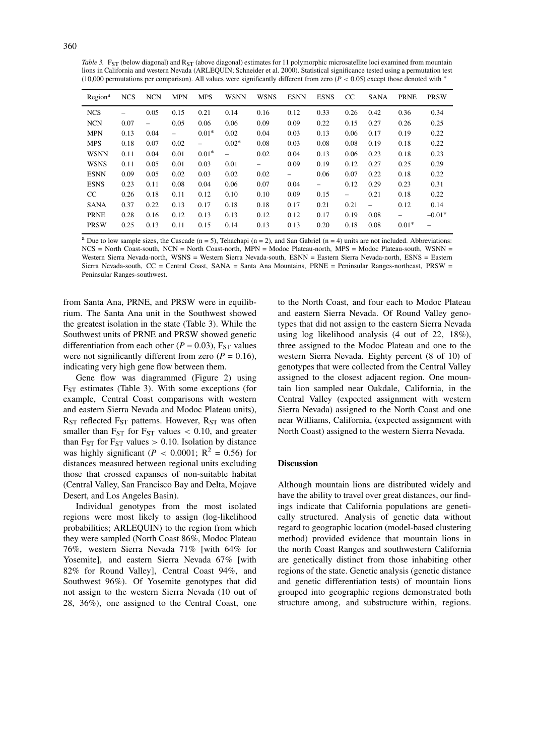*Table 3.* $F_{ST}$ (below diagonal) and $R_{ST}$ (above diagonal) estimates for 11 polymorphic microsatellite loci examined from mountain lions in California and western Nevada (ARLEQUIN; Schneider et al. 2000). Statistical significance tested using a permutation test (10,000 permutations per comparison). All values were significantly different from zero ($P < 0.05$) except those denoted with *

| Region[a] | NCS | NCN | MPN | MPS | WSNN | WSNS | ESNN | ESNS | CC | SANA | PRNE | PRSW |
|---|---|---|---|---|---|---|---|---|---|---|---|---|
| NCS | – | 0.05 | 0.15 | 0.21 | 0.14 | 0.16 | 0.12 | 0.33 | 0.26 | 0.42 | 0.36 | 0.34 |
| NCN | 0.07 | – | 0.05 | 0.06 | 0.06 | 0.09 | 0.09 | 0.22 | 0.15 | 0.27 | 0.26 | 0.25 |
| MPN | 0.13 | 0.04 | – | 0.01* | 0.02 | 0.04 | 0.03 | 0.13 | 0.06 | 0.17 | 0.19 | 0.22 |
| MPS | 0.18 | 0.07 | 0.02 | – | 0.02* | 0.08 | 0.03 | 0.08 | 0.08 | 0.19 | 0.18 | 0.22 |
| WSNN | 0.11 | 0.04 | 0.01 | 0.01* | – | 0.02 | 0.04 | 0.13 | 0.06 | 0.23 | 0.18 | 0.23 |
| WSNS | 0.11 | 0.05 | 0.01 | 0.03 | 0.01 | – | 0.09 | 0.19 | 0.12 | 0.27 | 0.25 | 0.29 |
| ESNN | 0.09 | 0.05 | 0.02 | 0.03 | 0.02 | 0.02 | – | 0.06 | 0.07 | 0.22 | 0.18 | 0.22 |
| ESNS | 0.23 | 0.11 | 0.08 | 0.04 | 0.06 | 0.07 | 0.04 | – | 0.12 | 0.29 | 0.23 | 0.31 |
| CC | 0.26 | 0.18 | 0.11 | 0.12 | 0.10 | 0.10 | 0.09 | 0.15 | – | 0.21 | 0.18 | 0.22 |
| SANA | 0.37 | 0.22 | 0.13 | 0.17 | 0.18 | 0.18 | 0.17 | 0.21 | 0.21 | – | 0.12 | 0.14 |
| PRNE | 0.28 | 0.16 | 0.12 | 0.13 | 0.13 | 0.12 | 0.12 | 0.17 | 0.19 | 0.08 | – | −0.01* |
| PRSW | 0.25 | 0.13 | 0.11 | 0.15 | 0.14 | 0.13 | 0.13 | 0.20 | 0.18 | 0.08 | 0.01* | – |

[a] Due to low sample sizes, the Cascade (n = 5), Tehachapi (n = 2), and San Gabriel (n = 4) units are not included. Abbreviations: NCS = North Coast-south, NCN = North Coast-north, MPN = Modoc Plateau-north, MPS = Modoc Plateau-south, WSNN = Western Sierra Nevada-north, WSNS = Western Sierra Nevada-south, ESNN = Eastern Sierra Nevada-north, ESNS = Eastern Sierra Nevada-south, CC = Central Coast, SANA = Santa Ana Mountains, PRNE = Peninsular Ranges-northeast, PRSW = Peninsular Ranges-southwest.

from Santa Ana, PRNE, and PRSW were in equilibrium. The Santa Ana unit in the Southwest showed the greatest isolation in the state (Table 3). While the Southwest units of PRNE and PRSW showed genetic differentiation from each other ($P = 0.03$), $F_{ST}$ values were not significantly different from zero ($P = 0.16$), indicating very high gene flow between them.

Gene flow was diagrammed (Figure 2) using $F_{ST}$ estimates (Table 3). With some exceptions (for example, Central Coast comparisons with western and eastern Sierra Nevada and Modoc Plateau units), $R_{ST}$ reflected $F_{ST}$ patterns. However, $R_{ST}$ was often smaller than $F_{ST}$ for $F_{ST}$ values $< 0.10$, and greater than $F_{ST}$ for $F_{ST}$ values $> 0.10$. Isolation by distance was highly significant ($P < 0.0001$; $R^2 = 0.56$) for distances measured between regional units excluding those that crossed expanses of non-suitable habitat (Central Valley, San Francisco Bay and Delta, Mojave Desert, and Los Angeles Basin).

Individual genotypes from the most isolated regions were most likely to assign (log-likelihood probabilities; ARLEQUIN) to the region from which they were sampled (North Coast 86%, Modoc Plateau 76%, western Sierra Nevada 71% [with 64% for Yosemite], and eastern Sierra Nevada 67% [with 82% for Round Valley], Central Coast 94%, and Southwest 96%). Of Yosemite genotypes that did not assign to the western Sierra Nevada (10 out of 28, 36%), one assigned to the Central Coast, one to the North Coast, and four each to Modoc Plateau and eastern Sierra Nevada. Of Round Valley genotypes that did not assign to the eastern Sierra Nevada using log likelihood analysis (4 out of 22, 18%), three assigned to the Modoc Plateau and one to the western Sierra Nevada. Eighty percent (8 of 10) of genotypes that were collected from the Central Valley assigned to the closest adjacent region. One mountain lion sampled near Oakdale, California, in the Central Valley (expected assignment with western Sierra Nevada) assigned to the North Coast and one near Williams, California, (expected assignment with North Coast) assigned to the western Sierra Nevada.

## Discussion

Although mountain lions are distributed widely and have the ability to travel over great distances, our findings indicate that California populations are genetically structured. Analysis of genetic data without regard to geographic location (model-based clustering method) provided evidence that mountain lions in the north Coast Ranges and southwestern California are genetically distinct from those inhabiting other regions of the state. Genetic analysis (genetic distance and genetic differentiation tests) of mountain lions grouped into geographic regions demonstrated both structure among, and substructure within, regions.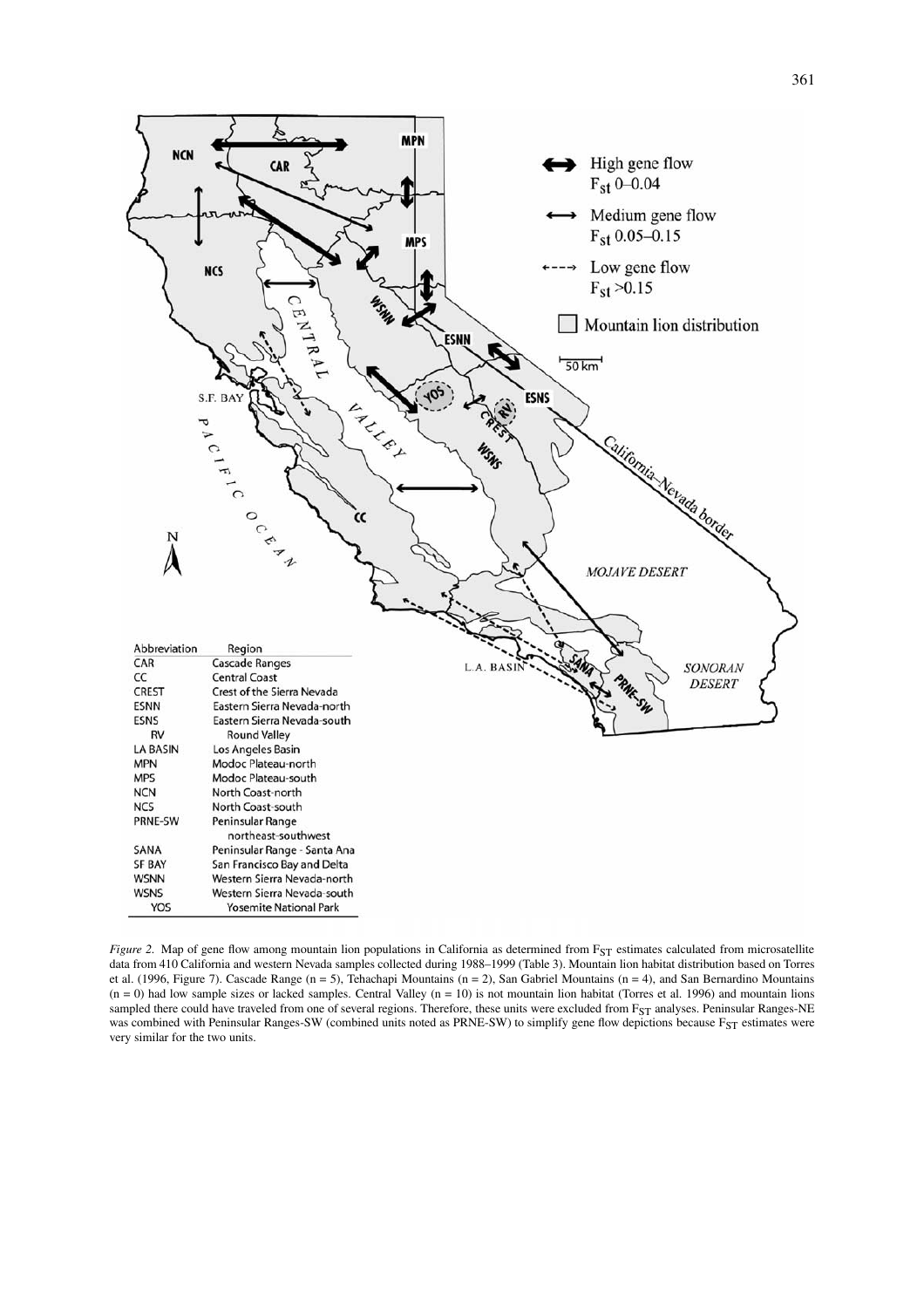| Abbreviation | Region |
|---|---|
| CAR | Cascade Ranges |
| CC | Central Coast |
| CREST | Crest of the Sierra Nevada |
| ESNN | Eastern Sierra Nevada-north |
| ESNS | Eastern Sierra Nevada-south |
| RV | Round Valley |
| LA BASIN | Los Angeles Basin |
| MPN | Modoc Plateau-north |
| MPS | Modoc Plateau-south |
| NCN | North Coast-north |
| NCS | North Coast-south |
| PRNE-SW | Peninsular Range northeast-southwest |
| SANA | Peninsular Range - Santa Ana |
| SF BAY | San Francisco Bay and Delta |
| WSNN | Western Sierra Nevada-north |
| WSNS | Western Sierra Nevada-south |
| YOS | Yosemite National Park |

High gene flow $F_{st}$ 0–0.04

Medium gene flow $F_{st}$ 0.05–0.15

Low gene flow $F_{st}$ >0.15

Mountain lion distribution

*Figure 2.* Map of gene flow among mountain lion populations in California as determined from $F_{ST}$ estimates calculated from microsatellite data from 410 California and western Nevada samples collected during 1988–1999 (Table 3). Mountain lion habitat distribution based on Torres et al. (1996, Figure 7). Cascade Range (n = 5), Tehachapi Mountains (n = 2), San Gabriel Mountains (n = 4), and San Bernardino Mountains (n = 0) had low sample sizes or lacked samples. Central Valley (n = 10) is not mountain lion habitat (Torres et al. 1996) and mountain lions sampled there could have traveled from one of several regions. Therefore, these units were excluded from $F_{ST}$ analyses. Peninsular Ranges-NE was combined with Peninsular Ranges-SW (combined units noted as PRNE-SW) to simplify gene flow depictions because $F_{ST}$ estimates were very similar for the two units.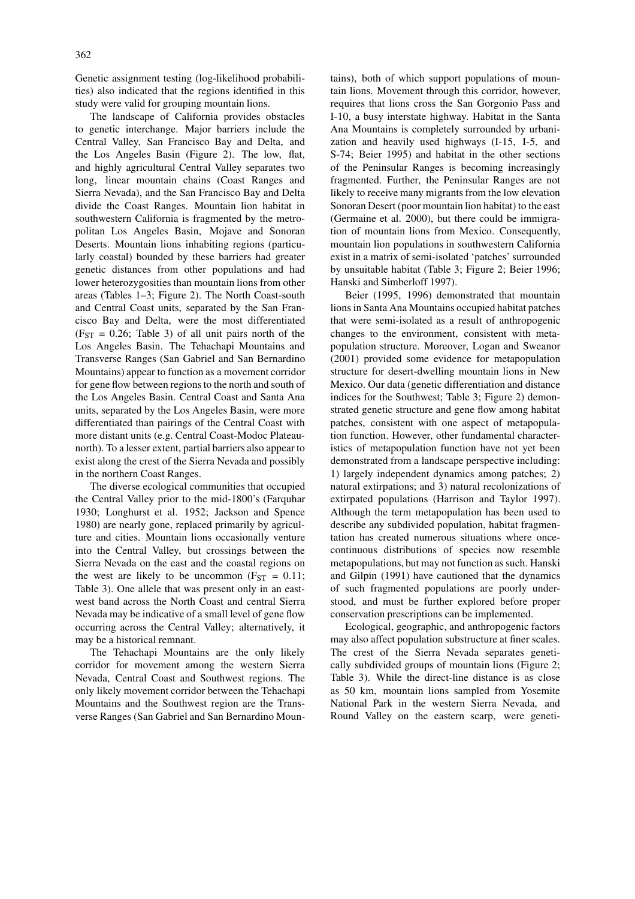Genetic assignment testing (log-likelihood probabilities) also indicated that the regions identified in this study were valid for grouping mountain lions.

The landscape of California provides obstacles to genetic interchange. Major barriers include the Central Valley, San Francisco Bay and Delta, and the Los Angeles Basin (Figure 2). The low, flat, and highly agricultural Central Valley separates two long, linear mountain chains (Coast Ranges and Sierra Nevada), and the San Francisco Bay and Delta divide the Coast Ranges. Mountain lion habitat in southwestern California is fragmented by the metropolitan Los Angeles Basin, Mojave and Sonoran Deserts. Mountain lions inhabiting regions (particularly coastal) bounded by these barriers had greater genetic distances from other populations and had lower heterozygosities than mountain lions from other areas (Tables 1–3; Figure 2). The North Coast-south and Central Coast units, separated by the San Francisco Bay and Delta, were the most differentiated ($F_{ST}$ = 0.26; Table 3) of all unit pairs north of the Los Angeles Basin. The Tehachapi Mountains and Transverse Ranges (San Gabriel and San Bernardino Mountains) appear to function as a movement corridor for gene flow between regions to the north and south of the Los Angeles Basin. Central Coast and Santa Ana units, separated by the Los Angeles Basin, were more differentiated than pairings of the Central Coast with more distant units (e.g. Central Coast-Modoc Plateau-north). To a lesser extent, partial barriers also appear to exist along the crest of the Sierra Nevada and possibly in the northern Coast Ranges.

The diverse ecological communities that occupied the Central Valley prior to the mid-1800's (Farquhar 1930; Longhurst et al. 1952; Jackson and Spence 1980) are nearly gone, replaced primarily by agriculture and cities. Mountain lions occasionally venture into the Central Valley, but crossings between the Sierra Nevada on the east and the coastal regions on the west are likely to be uncommon ($F_{ST}$ = 0.11; Table 3). One allele that was present only in an east-west band across the North Coast and central Sierra Nevada may be indicative of a small level of gene flow occurring across the Central Valley; alternatively, it may be a historical remnant.

The Tehachapi Mountains are the only likely corridor for movement among the western Sierra Nevada, Central Coast and Southwest regions. The only likely movement corridor between the Tehachapi Mountains and the Southwest region are the Transverse Ranges (San Gabriel and San Bernardino Mountains), both of which support populations of mountain lions. Movement through this corridor, however, requires that lions cross the San Gorgonio Pass and I-10, a busy interstate highway. Habitat in the Santa Ana Mountains is completely surrounded by urbanization and heavily used highways (I-15, I-5, and S-74; Beier 1995) and habitat in the other sections of the Peninsular Ranges is becoming increasingly fragmented. Further, the Peninsular Ranges are not likely to receive many migrants from the low elevation Sonoran Desert (poor mountain lion habitat) to the east (Germaine et al. 2000), but there could be immigration of mountain lions from Mexico. Consequently, mountain lion populations in southwestern California exist in a matrix of semi-isolated 'patches' surrounded by unsuitable habitat (Table 3; Figure 2; Beier 1996; Hanski and Simberloff 1997).

Beier (1995, 1996) demonstrated that mountain lions in Santa Ana Mountains occupied habitat patches that were semi-isolated as a result of anthropogenic changes to the environment, consistent with metapopulation structure. Moreover, Logan and Sweanor (2001) provided some evidence for metapopulation structure for desert-dwelling mountain lions in New Mexico. Our data (genetic differentiation and distance indices for the Southwest; Table 3; Figure 2) demonstrated genetic structure and gene flow among habitat patches, consistent with one aspect of metapopulation function. However, other fundamental characteristics of metapopulation function have not yet been demonstrated from a landscape perspective including: 1) largely independent dynamics among patches; 2) natural extirpations; and 3) natural recolonizations of extirpated populations (Harrison and Taylor 1997). Although the term metapopulation has been used to describe any subdivided population, habitat fragmentation has created numerous situations where once-continuous distributions of species now resemble metapopulations, but may not function as such. Hanski and Gilpin (1991) have cautioned that the dynamics of such fragmented populations are poorly understood, and must be further explored before proper conservation prescriptions can be implemented.

Ecological, geographic, and anthropogenic factors may also affect population substructure at finer scales. The crest of the Sierra Nevada separates genetically subdivided groups of mountain lions (Figure 2; Table 3). While the direct-line distance is as close as 50 km, mountain lions sampled from Yosemite National Park in the western Sierra Nevada, and Round Valley on the eastern scarp, were geneti-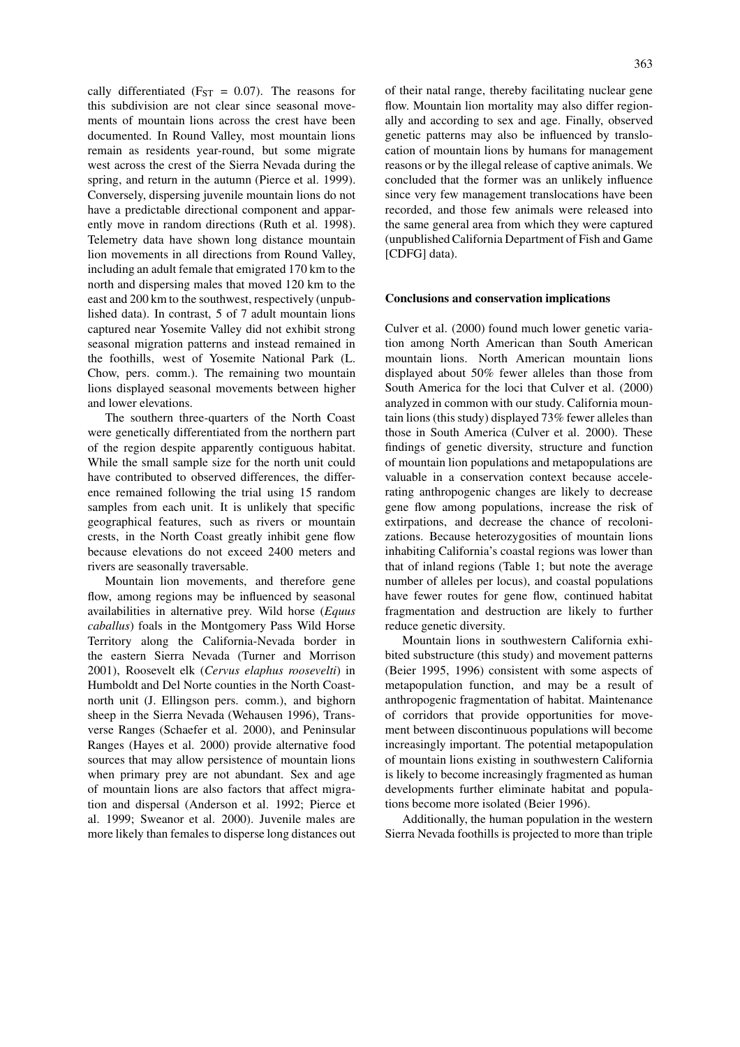cally differentiated ($F_{ST}$ = 0.07). The reasons for this subdivision are not clear since seasonal movements of mountain lions across the crest have been documented. In Round Valley, most mountain lions remain as residents year-round, but some migrate west across the crest of the Sierra Nevada during the spring, and return in the autumn (Pierce et al. 1999). Conversely, dispersing juvenile mountain lions do not have a predictable directional component and apparently move in random directions (Ruth et al. 1998). Telemetry data have shown long distance mountain lion movements in all directions from Round Valley, including an adult female that emigrated 170 km to the north and dispersing males that moved 120 km to the east and 200 km to the southwest, respectively (unpublished data). In contrast, 5 of 7 adult mountain lions captured near Yosemite Valley did not exhibit strong seasonal migration patterns and instead remained in the foothills, west of Yosemite National Park (L. Chow, pers. comm.). The remaining two mountain lions displayed seasonal movements between higher and lower elevations.

The southern three-quarters of the North Coast were genetically differentiated from the northern part of the region despite apparently contiguous habitat. While the small sample size for the north unit could have contributed to observed differences, the difference remained following the trial using 15 random samples from each unit. It is unlikely that specific geographical features, such as rivers or mountain crests, in the North Coast greatly inhibit gene flow because elevations do not exceed 2400 meters and rivers are seasonally traversable.

Mountain lion movements, and therefore gene flow, among regions may be influenced by seasonal availabilities in alternative prey. Wild horse (*Equus caballus*) foals in the Montgomery Pass Wild Horse Territory along the California-Nevada border in the eastern Sierra Nevada (Turner and Morrison 2001), Roosevelt elk (*Cervus elaphus roosevelti*) in Humboldt and Del Norte counties in the North Coast-north unit (J. Ellingson pers. comm.), and bighorn sheep in the Sierra Nevada (Wehausen 1996), Transverse Ranges (Schaefer et al. 2000), and Peninsular Ranges (Hayes et al. 2000) provide alternative food sources that may allow persistence of mountain lions when primary prey are not abundant. Sex and age of mountain lions are also factors that affect migration and dispersal (Anderson et al. 1992; Pierce et al. 1999; Sweanor et al. 2000). Juvenile males are more likely than females to disperse long distances out of their natal range, thereby facilitating nuclear gene flow. Mountain lion mortality may also differ regionally and according to sex and age. Finally, observed genetic patterns may also be influenced by translocation of mountain lions by humans for management reasons or by the illegal release of captive animals. We concluded that the former was an unlikely influence since very few management translocations have been recorded, and those few animals were released into the same general area from which they were captured (unpublished California Department of Fish and Game [CDFG] data).

## Conclusions and conservation implications

Culver et al. (2000) found much lower genetic variation among North American than South American mountain lions. North American mountain lions displayed about 50% fewer alleles than those from South America for the loci that Culver et al. (2000) analyzed in common with our study. California mountain lions (this study) displayed 73% fewer alleles than those in South America (Culver et al. 2000). These findings of genetic diversity, structure and function of mountain lion populations and metapopulations are valuable in a conservation context because accelerating anthropogenic changes are likely to decrease gene flow among populations, increase the risk of extirpations, and decrease the chance of recolonizations. Because heterozygosities of mountain lions inhabiting California's coastal regions was lower than that of inland regions (Table 1; but note the average number of alleles per locus), and coastal populations have fewer routes for gene flow, continued habitat fragmentation and destruction are likely to further reduce genetic diversity.

Mountain lions in southwestern California exhibited substructure (this study) and movement patterns (Beier 1995, 1996) consistent with some aspects of metapopulation function, and may be a result of anthropogenic fragmentation of habitat. Maintenance of corridors that provide opportunities for movement between discontinuous populations will become increasingly important. The potential metapopulation of mountain lions existing in southwestern California is likely to become increasingly fragmented as human developments further eliminate habitat and populations become more isolated (Beier 1996).

Additionally, the human population in the western Sierra Nevada foothills is projected to more than triple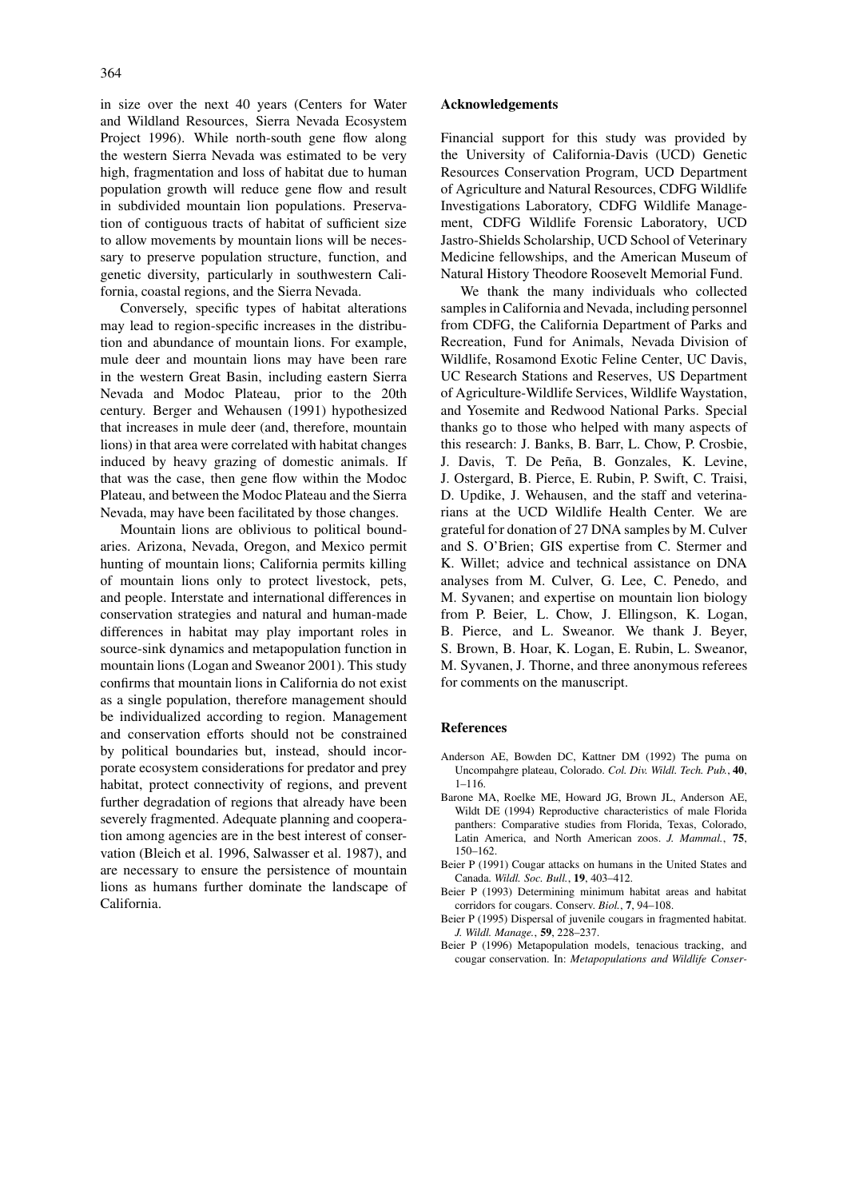in size over the next 40 years (Centers for Water and Wildland Resources, Sierra Nevada Ecosystem Project 1996). While north-south gene flow along the western Sierra Nevada was estimated to be very high, fragmentation and loss of habitat due to human population growth will reduce gene flow and result in subdivided mountain lion populations. Preservation of contiguous tracts of habitat of sufficient size to allow movements by mountain lions will be necessary to preserve population structure, function, and genetic diversity, particularly in southwestern California, coastal regions, and the Sierra Nevada.

Conversely, specific types of habitat alterations may lead to region-specific increases in the distribution and abundance of mountain lions. For example, mule deer and mountain lions may have been rare in the western Great Basin, including eastern Sierra Nevada and Modoc Plateau, prior to the 20th century. Berger and Wehausen (1991) hypothesized that increases in mule deer (and, therefore, mountain lions) in that area were correlated with habitat changes induced by heavy grazing of domestic animals. If that was the case, then gene flow within the Modoc Plateau, and between the Modoc Plateau and the Sierra Nevada, may have been facilitated by those changes.

Mountain lions are oblivious to political boundaries. Arizona, Nevada, Oregon, and Mexico permit hunting of mountain lions; California permits killing of mountain lions only to protect livestock, pets, and people. Interstate and international differences in conservation strategies and natural and human-made differences in habitat may play important roles in source-sink dynamics and metapopulation function in mountain lions (Logan and Sweanor 2001). This study confirms that mountain lions in California do not exist as a single population, therefore management should be individualized according to region. Management and conservation efforts should not be constrained by political boundaries but, instead, should incorporate ecosystem considerations for predator and prey habitat, protect connectivity of regions, and prevent further degradation of regions that already have been severely fragmented. Adequate planning and cooperation among agencies are in the best interest of conservation (Bleich et al. 1996, Salwasser et al. 1987), and are necessary to ensure the persistence of mountain lions as humans further dominate the landscape of California.

## Acknowledgements

Financial support for this study was provided by the University of California-Davis (UCD) Genetic Resources Conservation Program, UCD Department of Agriculture and Natural Resources, CDFG Wildlife Investigations Laboratory, CDFG Wildlife Management, CDFG Wildlife Forensic Laboratory, UCD Jastro-Shields Scholarship, UCD School of Veterinary Medicine fellowships, and the American Museum of Natural History Theodore Roosevelt Memorial Fund.

We thank the many individuals who collected samples in California and Nevada, including personnel from CDFG, the California Department of Parks and Recreation, Fund for Animals, Nevada Division of Wildlife, Rosamond Exotic Feline Center, UC Davis, UC Research Stations and Reserves, US Department of Agriculture-Wildlife Services, Wildlife Waystation, and Yosemite and Redwood National Parks. Special thanks go to those who helped with many aspects of this research: J. Banks, B. Barr, L. Chow, P. Crosbie, J. Davis, T. De Peña, B. Gonzales, K. Levine, J. Ostergard, B. Pierce, E. Rubin, P. Swift, C. Traisi, D. Updike, J. Wehausen, and the staff and veterinarians at the UCD Wildlife Health Center. We are grateful for donation of 27 DNA samples by M. Culver and S. O'Brien; GIS expertise from C. Stermer and K. Willet; advice and technical assistance on DNA analyses from M. Culver, G. Lee, C. Penedo, and M. Syvanen; and expertise on mountain lion biology from P. Beier, L. Chow, J. Ellingson, K. Logan, B. Pierce, and L. Sweanor. We thank J. Beyer, S. Brown, B. Hoar, K. Logan, E. Rubin, L. Sweanor, M. Syvanen, J. Thorne, and three anonymous referees for comments on the manuscript.

## References

- Anderson AE, Bowden DC, Kattner DM (1992) The puma on Uncompahgre plateau, Colorado. *Col. Div. Wildl. Tech. Pub.*, **40**, 1–116.
- Barone MA, Roelke ME, Howard JG, Brown JL, Anderson AE, Wildt DE (1994) Reproductive characteristics of male Florida panthers: Comparative studies from Florida, Texas, Colorado, Latin America, and North American zoos. *J. Mammal.*, **75**, 150–162.
- Beier P (1991) Cougar attacks on humans in the United States and Canada. *Wildl. Soc. Bull.*, **19**, 403–412.
- Beier P (1993) Determining minimum habitat areas and habitat corridors for cougars. Conserv. *Biol.*, **7**, 94–108.
- Beier P (1995) Dispersal of juvenile cougars in fragmented habitat. *J. Wildl. Manage.*, **59**, 228–237.
- Beier P (1996) Metapopulation models, tenacious tracking, and cougar conservation. In: *Metapopulations and Wildlife Conser-*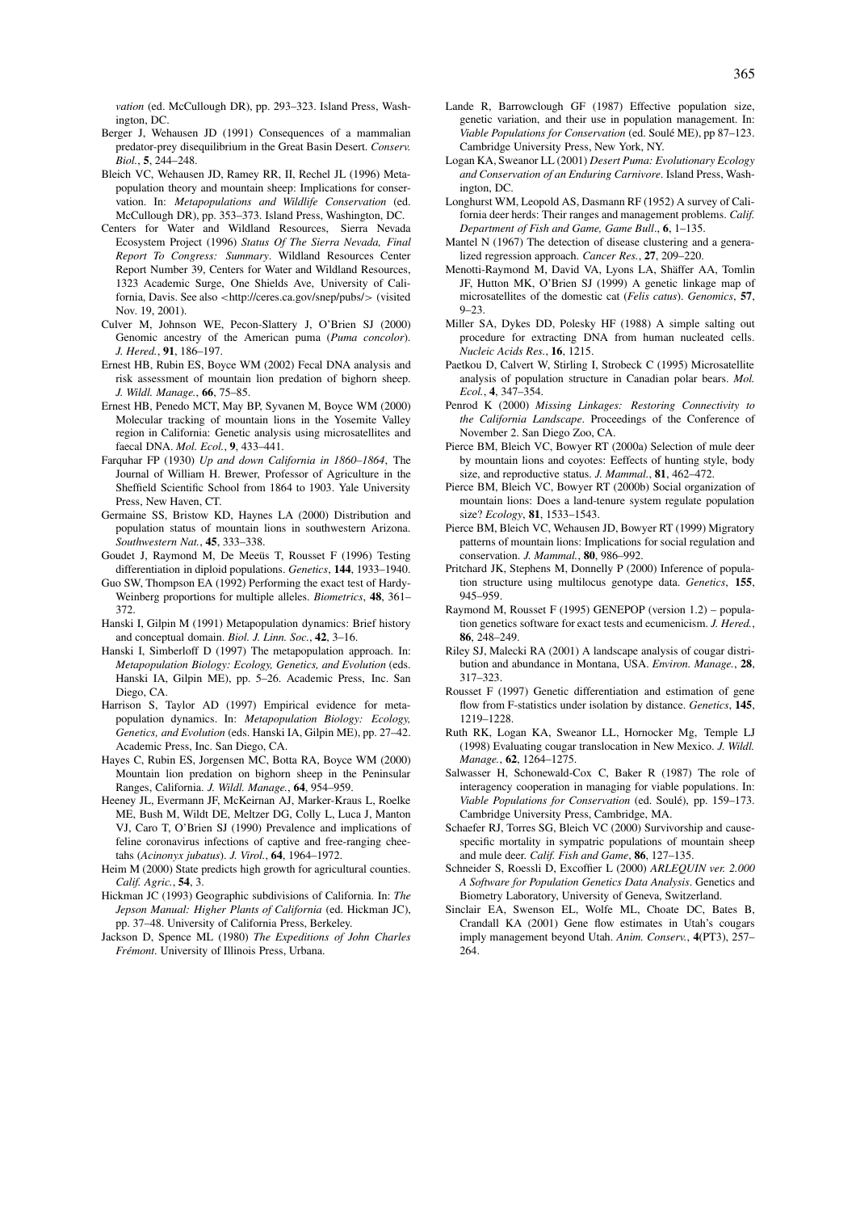*vation* (ed. McCullough DR), pp. 293–323. Island Press, Washington, DC.

Berger J, Wehausen JD (1991) Consequences of a mammalian predator-prey disequilibrium in the Great Basin Desert. *Conserv. Biol.*, **5**, 244–248.

Bleich VC, Wehausen JD, Ramey RR, II, Rechel JL (1996) Metapopulation theory and mountain sheep: Implications for conservation. In: *Metapopulations and Wildlife Conservation* (ed. McCullough DR), pp. 353–373. Island Press, Washington, DC.

Centers for Water and Wildland Resources, Sierra Nevada Ecosystem Project (1996) *Status Of The Sierra Nevada, Final Report To Congress: Summary*. Wildland Resources Center Report Number 39, Centers for Water and Wildland Resources, 1323 Academic Surge, One Shields Ave, University of California, Davis. See also <http://ceres.ca.gov/snep/pubs/> (visited Nov. 19, 2001).

Culver M, Johnson WE, Pecon-Slattery J, O'Brien SJ (2000) Genomic ancestry of the American puma (*Puma concolor*). *J. Hered.*, **91**, 186–197.

Ernest HB, Rubin ES, Boyce WM (2002) Fecal DNA analysis and risk assessment of mountain lion predation of bighorn sheep. *J. Wildl. Manage.*, **66**, 75–85.

Ernest HB, Penedo MCT, May BP, Syvanen M, Boyce WM (2000) Molecular tracking of mountain lions in the Yosemite Valley region in California: Genetic analysis using microsatellites and faecal DNA. *Mol. Ecol.*, **9**, 433–441.

Farquhar FP (1930) *Up and down California in 1860–1864*, The Journal of William H. Brewer, Professor of Agriculture in the Sheffield Scientific School from 1864 to 1903. Yale University Press, New Haven, CT.

Germaine SS, Bristow KD, Haynes LA (2000) Distribution and population status of mountain lions in southwestern Arizona. *Southwestern Nat.*, **45**, 333–338.

Goudet J, Raymond M, De Meeüs T, Rousset F (1996) Testing differentiation in diploid populations. *Genetics*, **144**, 1933–1940.

Guo SW, Thompson EA (1992) Performing the exact test of Hardy-Weinberg proportions for multiple alleles. *Biometrics*, **48**, 361–372.

Hanski I, Gilpin M (1991) Metapopulation dynamics: Brief history and conceptual domain. *Biol. J. Linn. Soc.*, **42**, 3–16.

Hanski I, Simberloff D (1997) The metapopulation approach. In: *Metapopulation Biology: Ecology, Genetics, and Evolution* (eds. Hanski IA, Gilpin ME), pp. 5–26. Academic Press, Inc. San Diego, CA.

Harrison S, Taylor AD (1997) Empirical evidence for metapopulation dynamics. In: *Metapopulation Biology: Ecology, Genetics, and Evolution* (eds. Hanski IA, Gilpin ME), pp. 27–42. Academic Press, Inc. San Diego, CA.

Hayes C, Rubin ES, Jorgensen MC, Botta RA, Boyce WM (2000) Mountain lion predation on bighorn sheep in the Peninsular Ranges, California. *J. Wildl. Manage.*, **64**, 954–959.

Heeney JL, Evermann JF, McKeirnan AJ, Marker-Kraus L, Roelke ME, Bush M, Wildt DE, Meltzer DG, Colly L, Luca J, Manton VJ, Caro T, O'Brien SJ (1990) Prevalence and implications of feline coronavirus infections of captive and free-ranging cheetahs (*Acinonyx jubatus*). *J. Virol.*, **64**, 1964–1972.

Heim M (2000) State predicts high growth for agricultural counties. *Calif. Agric.*, **54**, 3.

Hickman JC (1993) Geographic subdivisions of California. In: *The Jepson Manual: Higher Plants of California* (ed. Hickman JC), pp. 37–48. University of California Press, Berkeley.

Jackson D, Spence ML (1980) *The Expeditions of John Charles Frémont*. University of Illinois Press, Urbana.

Lande R, Barrowclough GF (1987) Effective population size, genetic variation, and their use in population management. In: *Viable Populations for Conservation* (ed. Soulé ME), pp 87–123. Cambridge University Press, New York, NY.

Logan KA, Sweanor LL (2001) *Desert Puma: Evolutionary Ecology and Conservation of an Enduring Carnivore*. Island Press, Washington, DC.

Longhurst WM, Leopold AS, Dasmann RF (1952) A survey of California deer herds: Their ranges and management problems. *Calif. Department of Fish and Game, Game Bull.*, **6**, 1–135.

Mantel N (1967) The detection of disease clustering and a generalized regression approach. *Cancer Res.*, **27**, 209–220.

Menotti-Raymond M, David VA, Lyons LA, Shäffer AA, Tomlin JF, Hutton MK, O'Brien SJ (1999) A genetic linkage map of microsatellites of the domestic cat (*Felis catus*). *Genomics*, **57**, 9–23.

Miller SA, Dykes DD, Polesky HF (1988) A simple salting out procedure for extracting DNA from human nucleated cells. *Nucleic Acids Res.*, **16**, 1215.

Paetkou D, Calvert W, Stirling I, Strobeck C (1995) Microsatellite analysis of population structure in Canadian polar bears. *Mol. Ecol.*, **4**, 347–354.

Penrod K (2000) *Missing Linkages: Restoring Connectivity to the California Landscape*. Proceedings of the Conference of November 2. San Diego Zoo, CA.

Pierce BM, Bleich VC, Bowyer RT (2000a) Selection of mule deer by mountain lions and coyotes: Eeffects of hunting style, body size, and reproductive status. *J. Mammal.*, **81**, 462–472.

Pierce BM, Bleich VC, Bowyer RT (2000b) Social organization of mountain lions: Does a land-tenure system regulate population size? *Ecology*, **81**, 1533–1543.

Pierce BM, Bleich VC, Wehausen JD, Bowyer RT (1999) Migratory patterns of mountain lions: Implications for social regulation and conservation. *J. Mammal.*, **80**, 986–992.

Pritchard JK, Stephens M, Donnelly P (2000) Inference of population structure using multilocus genotype data. *Genetics*, **155**, 945–959.

Raymond M, Rousset F (1995) GENEPOP (version 1.2) – population genetics software for exact tests and ecumenicism. *J. Hered.*, **86**, 248–249.

Riley SJ, Malecki RA (2001) A landscape analysis of cougar distribution and abundance in Montana, USA. *Environ. Manage.*, **28**, 317–323.

Rousset F (1997) Genetic differentiation and estimation of gene flow from F-statistics under isolation by distance. *Genetics*, **145**, 1219–1228.

Ruth RK, Logan KA, Sweanor LL, Hornocker Mg, Temple LJ (1998) Evaluating cougar translocation in New Mexico. *J. Wildl. Manage.*, **62**, 1264–1275.

Salwasser H, Schonewald-Cox C, Baker R (1987) The role of interagency cooperation in managing for viable populations. In: *Viable Populations for Conservation* (ed. Soulé), pp. 159–173. Cambridge University Press, Cambridge, MA.

Schaefer RJ, Torres SG, Bleich VC (2000) Survivorship and cause-specific mortality in sympatric populations of mountain sheep and mule deer. *Calif. Fish and Game*, **86**, 127–135.

Schneider S, Roessli D, Excoffier L (2000) *ARLEQUIN ver. 2.000 A Software for Population Genetics Data Analysis*. Genetics and Biometry Laboratory, University of Geneva, Switzerland.

Sinclair EA, Swenson EL, Wolfe ML, Choate DC, Bates B, Crandall KA (2001) Gene flow estimates in Utah's cougars imply management beyond Utah. *Anim. Conserv.*, **4**(PT3), 257–264.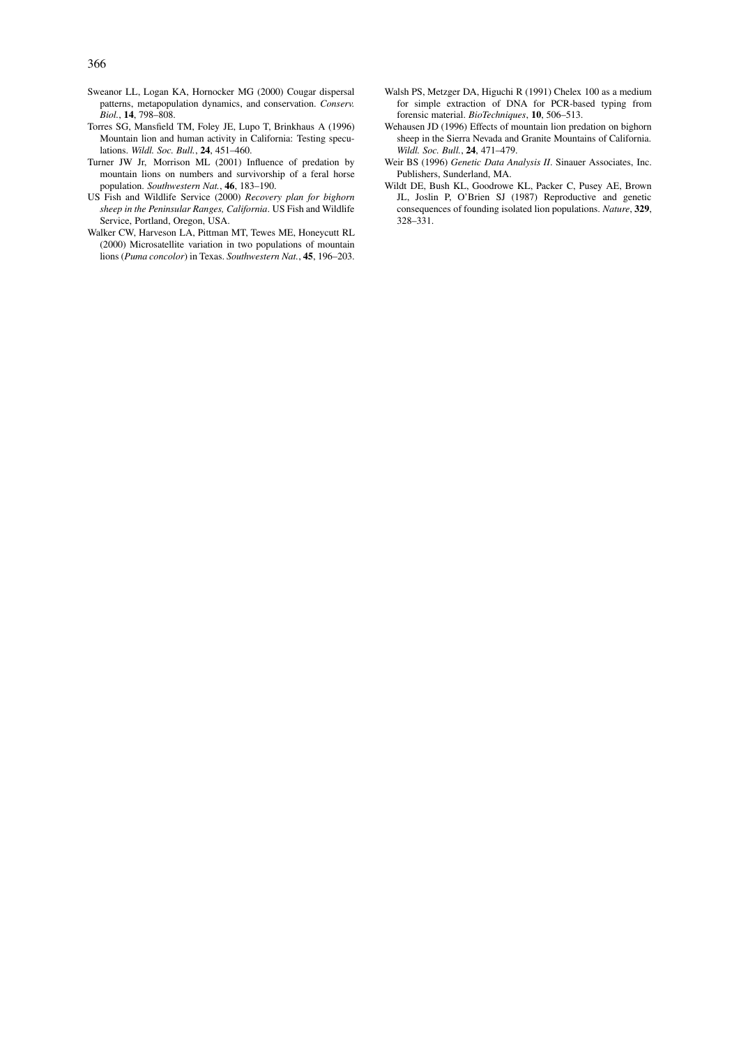Sweanor LL, Logan KA, Hornocker MG (2000) Cougar dispersal patterns, metapopulation dynamics, and conservation. *Conserv. Biol.*, **14**, 798–808.

Torres SG, Mansfield TM, Foley JE, Lupo T, Brinkhaus A (1996) Mountain lion and human activity in California: Testing speculations. *Wildl. Soc. Bull.*, **24**, 451–460.

Turner JW Jr, Morrison ML (2001) Influence of predation by mountain lions on numbers and survivorship of a feral horse population. *Southwestern Nat.*, **46**, 183–190.

US Fish and Wildlife Service (2000) *Recovery plan for bighorn sheep in the Peninsular Ranges, California*. US Fish and Wildlife Service, Portland, Oregon, USA.

Walker CW, Harveson LA, Pittman MT, Tewes ME, Honeycutt RL (2000) Microsatellite variation in two populations of mountain lions (*Puma concolor*) in Texas. *Southwestern Nat.*, **45**, 196–203.

Walsh PS, Metzger DA, Higuchi R (1991) Chelex 100 as a medium for simple extraction of DNA for PCR-based typing from forensic material. *BioTechniques*, **10**, 506–513.

Wehausen JD (1996) Effects of mountain lion predation on bighorn sheep in the Sierra Nevada and Granite Mountains of California. *Wildl. Soc. Bull.*, **24**, 471–479.

Weir BS (1996) *Genetic Data Analysis II*. Sinauer Associates, Inc. Publishers, Sunderland, MA.

Wildt DE, Bush KL, Goodrowe KL, Packer C, Pusey AE, Brown JL, Joslin P, O'Brien SJ (1987) Reproductive and genetic consequences of founding isolated lion populations. *Nature*, **329**, 328–331.